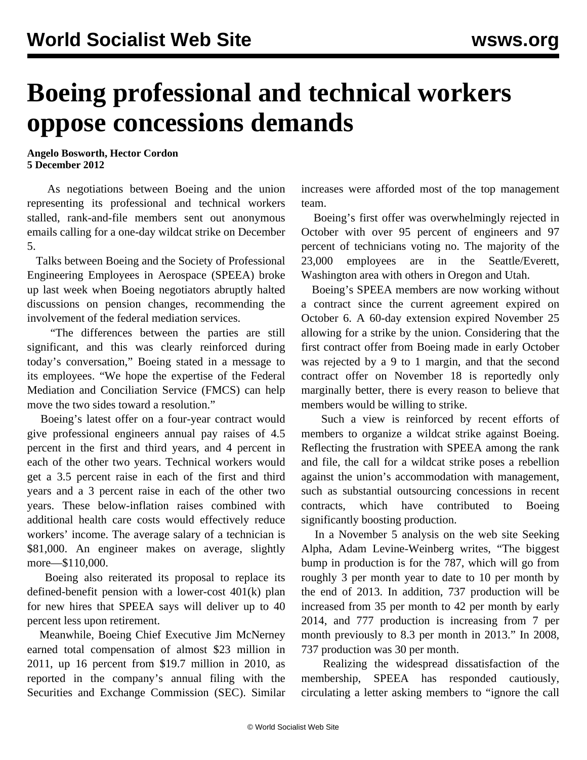# Boeing professional and technical workers oppose concessions demands

**Angelo Bosworth, Hector Cordon**
**5 December 2012**

As negotiations between Boeing and the union representing its professional and technical workers stalled, rank-and-file members sent out anonymous emails calling for a one-day wildcat strike on December 5.

Talks between Boeing and the Society of Professional Engineering Employees in Aerospace (SPEEA) broke up last week when Boeing negotiators abruptly halted discussions on pension changes, recommending the involvement of the federal mediation services.

"The differences between the parties are still significant, and this was clearly reinforced during today's conversation," Boeing stated in a message to its employees. "We hope the expertise of the Federal Mediation and Conciliation Service (FMCS) can help move the two sides toward a resolution."

Boeing's latest offer on a four-year contract would give professional engineers annual pay raises of 4.5 percent in the first and third years, and 4 percent in each of the other two years. Technical workers would get a 3.5 percent raise in each of the first and third years and a 3 percent raise in each of the other two years. These below-inflation raises combined with additional health care costs would effectively reduce workers' income. The average salary of a technician is $81,000. An engineer makes on average, slightly more—$110,000.

Boeing also reiterated its proposal to replace its defined-benefit pension with a lower-cost 401(k) plan for new hires that SPEEA says will deliver up to 40 percent less upon retirement.

Meanwhile, Boeing Chief Executive Jim McNerney earned total compensation of almost $23 million in 2011, up 16 percent from $19.7 million in 2010, as reported in the company's annual filing with the Securities and Exchange Commission (SEC). Similar increases were afforded most of the top management team.

Boeing's first offer was overwhelmingly rejected in October with over 95 percent of engineers and 97 percent of technicians voting no. The majority of the 23,000 employees are in the Seattle/Everett, Washington area with others in Oregon and Utah.

Boeing's SPEEA members are now working without a contract since the current agreement expired on October 6. A 60-day extension expired November 25 allowing for a strike by the union. Considering that the first contract offer from Boeing made in early October was rejected by a 9 to 1 margin, and that the second contract offer on November 18 is reportedly only marginally better, there is every reason to believe that members would be willing to strike.

Such a view is reinforced by recent efforts of members to organize a wildcat strike against Boeing. Reflecting the frustration with SPEEA among the rank and file, the call for a wildcat strike poses a rebellion against the union's accommodation with management, such as substantial outsourcing concessions in recent contracts, which have contributed to Boeing significantly boosting production.

In a November 5 analysis on the web site Seeking Alpha, Adam Levine-Weinberg writes, "The biggest bump in production is for the 787, which will go from roughly 3 per month year to date to 10 per month by the end of 2013. In addition, 737 production will be increased from 35 per month to 42 per month by early 2014, and 777 production is increasing from 7 per month previously to 8.3 per month in 2013." In 2008, 737 production was 30 per month.

Realizing the widespread dissatisfaction of the membership, SPEEA has responded cautiously, circulating a letter asking members to "ignore the call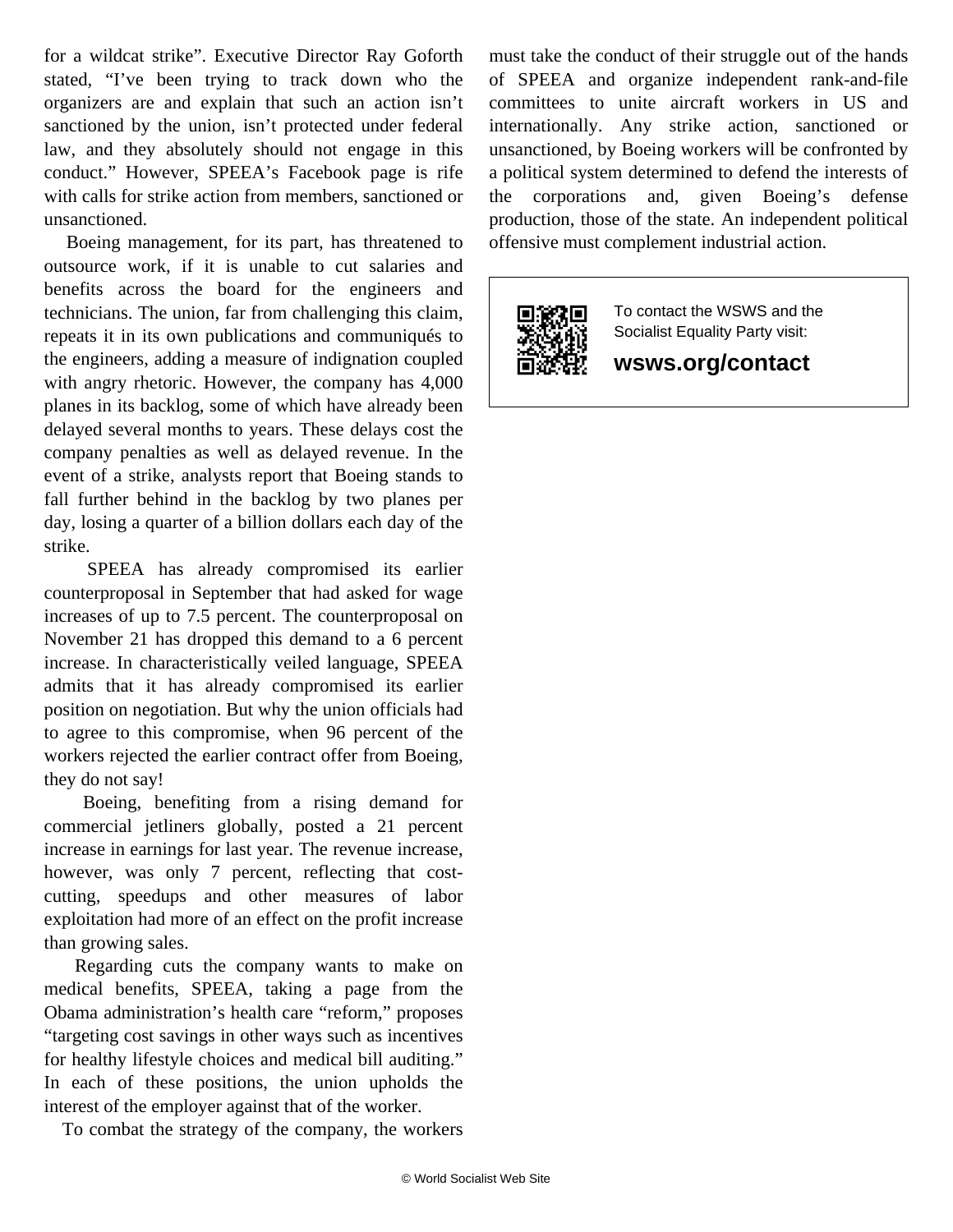for a wildcat strike". Executive Director Ray Goforth stated, "I've been trying to track down who the organizers are and explain that such an action isn't sanctioned by the union, isn't protected under federal law, and they absolutely should not engage in this conduct." However, SPEEA's Facebook page is rife with calls for strike action from members, sanctioned or unsanctioned.

Boeing management, for its part, has threatened to outsource work, if it is unable to cut salaries and benefits across the board for the engineers and technicians. The union, far from challenging this claim, repeats it in its own publications and communiqués to the engineers, adding a measure of indignation coupled with angry rhetoric. However, the company has 4,000 planes in its backlog, some of which have already been delayed several months to years. These delays cost the company penalties as well as delayed revenue. In the event of a strike, analysts report that Boeing stands to fall further behind in the backlog by two planes per day, losing a quarter of a billion dollars each day of the strike.

SPEEA has already compromised its earlier counterproposal in September that had asked for wage increases of up to 7.5 percent. The counterproposal on November 21 has dropped this demand to a 6 percent increase. In characteristically veiled language, SPEEA admits that it has already compromised its earlier position on negotiation. But why the union officials had to agree to this compromise, when 96 percent of the workers rejected the earlier contract offer from Boeing, they do not say!

Boeing, benefiting from a rising demand for commercial jetliners globally, posted a 21 percent increase in earnings for last year. The revenue increase, however, was only 7 percent, reflecting that cost-cutting, speedups and other measures of labor exploitation had more of an effect on the profit increase than growing sales.

Regarding cuts the company wants to make on medical benefits, SPEEA, taking a page from the Obama administration's health care "reform," proposes "targeting cost savings in other ways such as incentives for healthy lifestyle choices and medical bill auditing." In each of these positions, the union upholds the interest of the employer against that of the worker.

To combat the strategy of the company, the workers must take the conduct of their struggle out of the hands of SPEEA and organize independent rank-and-file committees to unite aircraft workers in US and internationally. Any strike action, sanctioned or unsanctioned, by Boeing workers will be confronted by a political system determined to defend the interests of the corporations and, given Boeing's defense production, those of the state. An independent political offensive must complement industrial action.

To contact the WSWS and the Socialist Equality Party visit:

**wsws.org/contact**